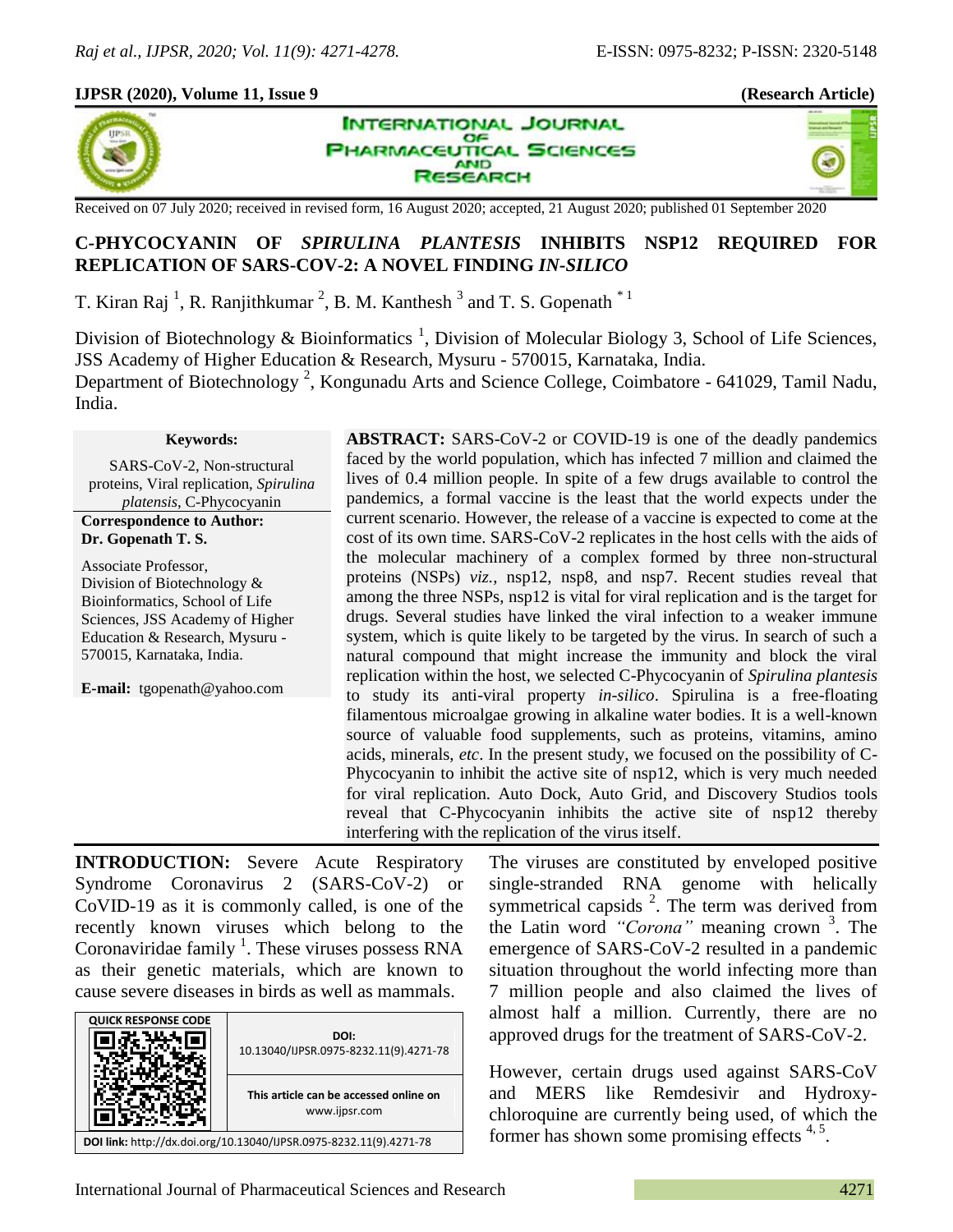Received on 07 July 2020; received in revised form, 16 August 2020; accepted, 21 August 2020; published 01 September 2020

# C-PHYCOCYANIN OF *SPIRULINA PLANTESIS* INHIBITS NSP12 REQUIRED FOR REPLICATION OF SARS-COV-2: A NOVEL FINDING *IN-SILICO*

T. Kiran Raj [1], R. Ranjithkumar [2], B. M. Kanthesh [3] and T. S. Gopenath [*1]

Division of Biotechnology & Bioinformatics [1], Division of Molecular Biology 3, School of Life Sciences, JSS Academy of Higher Education & Research, Mysuru - 570015, Karnataka, India.

Department of Biotechnology [2], Kongunadu Arts and Science College, Coimbatore - 641029, Tamil Nadu, India.

**Keywords:**

SARS-CoV-2, Non-structural proteins, Viral replication, *Spirulina platensis*, C-Phycocyanin

**Correspondence to Author:**
**Dr. Gopenath T. S.**

Associate Professor,
Division of Biotechnology & Bioinformatics, School of Life Sciences, JSS Academy of Higher Education & Research, Mysuru - 570015, Karnataka, India.

**E-mail:** tgopenath@yahoo.com

**ABSTRACT:** SARS-CoV-2 or COVID-19 is one of the deadly pandemics faced by the world population, which has infected 7 million and claimed the lives of 0.4 million people. In spite of a few drugs available to control the pandemics, a formal vaccine is the least that the world expects under the current scenario. However, the release of a vaccine is expected to come at the cost of its own time. SARS-CoV-2 replicates in the host cells with the aids of the molecular machinery of a complex formed by three non-structural proteins (NSPs) *viz.*, nsp12, nsp8, and nsp7. Recent studies reveal that among the three NSPs, nsp12 is vital for viral replication and is the target for drugs. Several studies have linked the viral infection to a weaker immune system, which is quite likely to be targeted by the virus. In search of such a natural compound that might increase the immunity and block the viral replication within the host, we selected C-Phycocyanin of *Spirulina plantesis* to study its anti-viral property *in-silico*. Spirulina is a free-floating filamentous microalgae growing in alkaline water bodies. It is a well-known source of valuable food supplements, such as proteins, vitamins, amino acids, minerals, *etc*. In the present study, we focused on the possibility of C-Phycocyanin to inhibit the active site of nsp12, which is very much needed for viral replication. Auto Dock, Auto Grid, and Discovery Studios tools reveal that C-Phycocyanin inhibits the active site of nsp12 thereby interfering with the replication of the virus itself.

**INTRODUCTION:** Severe Acute Respiratory Syndrome Coronavirus 2 (SARS-CoV-2) or CoVID-19 as it is commonly called, is one of the recently known viruses which belong to the Coronaviridae family [1]. These viruses possess RNA as their genetic materials, which are known to cause severe diseases in birds as well as mammals. The viruses are constituted by enveloped positive single-stranded RNA genome with helically symmetrical capsids [2]. The term was derived from the Latin word *"Corona"* meaning crown [3]. The emergence of SARS-CoV-2 resulted in a pandemic situation throughout the world infecting more than 7 million people and also claimed the lives of almost half a million. Currently, there are no approved drugs for the treatment of SARS-CoV-2.

| QUICK RESPONSE CODE | DOI: 10.13040/IJPSR.0975-8232.11(9).4271-78 |
| --- | --- |
| | This article can be accessed online on www.ijpsr.com |

**DOI link:** http://dx.doi.org/10.13040/IJPSR.0975-8232.11(9).4271-78

However, certain drugs used against SARS-CoV and MERS like Remdesivir and Hydroxy-chloroquine are currently being used, of which the former has shown some promising effects [4, 5].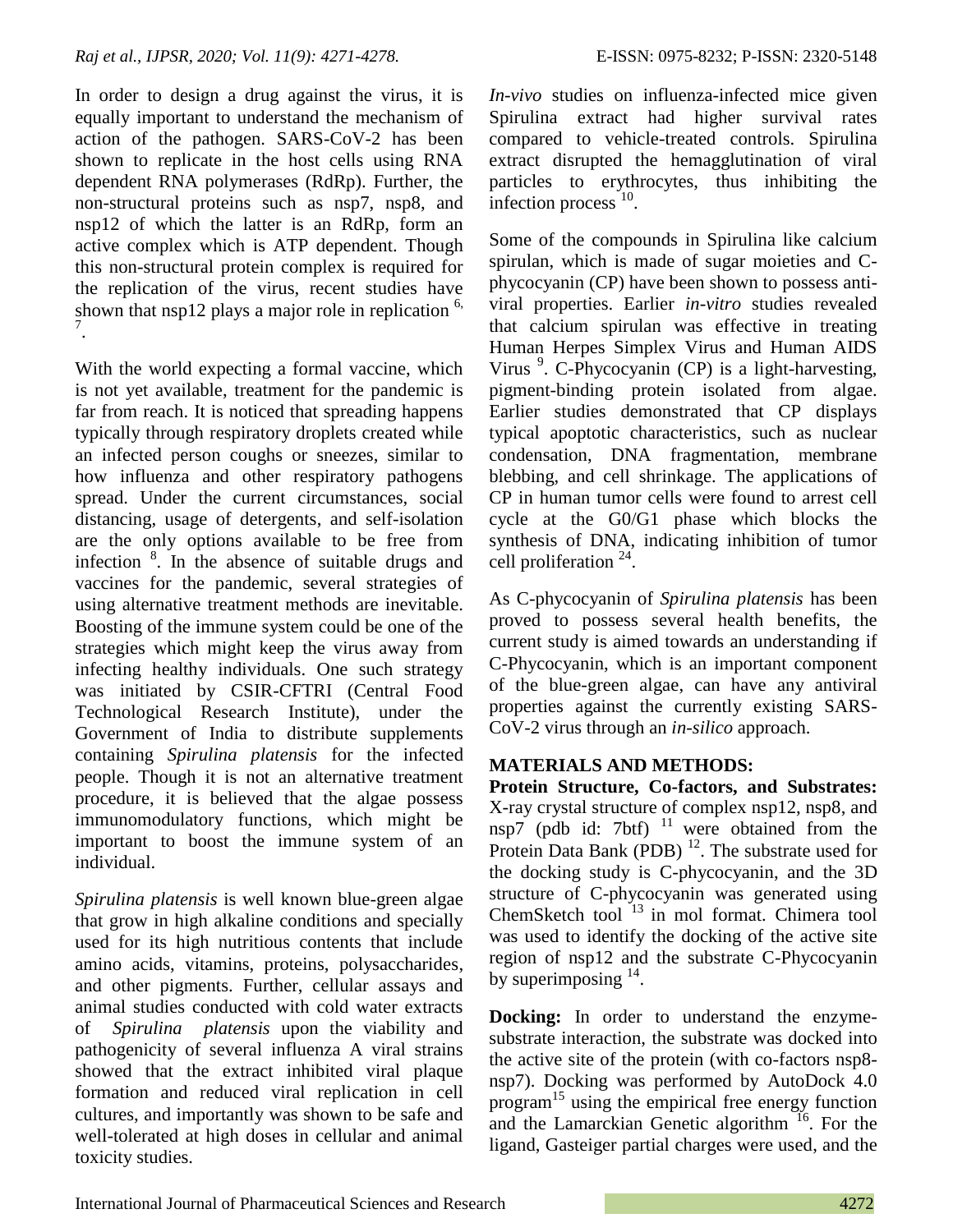In order to design a drug against the virus, it is equally important to understand the mechanism of action of the pathogen. SARS-CoV-2 has been shown to replicate in the host cells using RNA dependent RNA polymerases (RdRp). Further, the non-structural proteins such as nsp7, nsp8, and nsp12 of which the latter is an RdRp, form an active complex which is ATP dependent. Though this non-structural protein complex is required for the replication of the virus, recent studies have shown that nsp12 plays a major role in replication [6, 7].

With the world expecting a formal vaccine, which is not yet available, treatment for the pandemic is far from reach. It is noticed that spreading happens typically through respiratory droplets created while an infected person coughs or sneezes, similar to how influenza and other respiratory pathogens spread. Under the current circumstances, social distancing, usage of detergents, and self-isolation are the only options available to be free from infection [8]. In the absence of suitable drugs and vaccines for the pandemic, several strategies of using alternative treatment methods are inevitable. Boosting of the immune system could be one of the strategies which might keep the virus away from infecting healthy individuals. One such strategy was initiated by CSIR-CFTRI (Central Food Technological Research Institute), under the Government of India to distribute supplements containing *Spirulina platensis* for the infected people. Though it is not an alternative treatment procedure, it is believed that the algae possess immunomodulatory functions, which might be important to boost the immune system of an individual.

*Spirulina platensis* is well known blue-green algae that grow in high alkaline conditions and specially used for its high nutritious contents that include amino acids, vitamins, proteins, polysaccharides, and other pigments. Further, cellular assays and animal studies conducted with cold water extracts of *Spirulina platensis* upon the viability and pathogenicity of several influenza A viral strains showed that the extract inhibited viral plaque formation and reduced viral replication in cell cultures, and importantly was shown to be safe and well-tolerated at high doses in cellular and animal toxicity studies.

*In-vivo* studies on influenza-infected mice given Spirulina extract had higher survival rates compared to vehicle-treated controls. Spirulina extract disrupted the hemagglutination of viral particles to erythrocytes, thus inhibiting the infection process [10].

Some of the compounds in Spirulina like calcium spirulan, which is made of sugar moieties and C-phycocyanin (CP) have been shown to possess anti-viral properties. Earlier *in-vitro* studies revealed that calcium spirulan was effective in treating Human Herpes Simplex Virus and Human AIDS Virus [9]. C-Phycocyanin (CP) is a light-harvesting, pigment-binding protein isolated from algae. Earlier studies demonstrated that CP displays typical apoptotic characteristics, such as nuclear condensation, DNA fragmentation, membrane blebbing, and cell shrinkage. The applications of CP in human tumor cells were found to arrest cell cycle at the G0/G1 phase which blocks the synthesis of DNA, indicating inhibition of tumor cell proliferation [24].

As C-phycocyanin of *Spirulina platensis* has been proved to possess several health benefits, the current study is aimed towards an understanding if C-Phycocyanin, which is an important component of the blue-green algae, can have any antiviral properties against the currently existing SARS-CoV-2 virus through an *in-silico* approach.

## MATERIALS AND METHODS:

**Protein Structure, Co-factors, and Substrates:** X-ray crystal structure of complex nsp12, nsp8, and nsp7 (pdb id: 7btf) [11] were obtained from the Protein Data Bank (PDB) [12]. The substrate used for the docking study is C-phycocyanin, and the 3D structure of C-phycocyanin was generated using ChemSketch tool [13] in mol format. Chimera tool was used to identify the docking of the active site region of nsp12 and the substrate C-Phycocyanin by superimposing [14].

**Docking:** In order to understand the enzyme-substrate interaction, the substrate was docked into the active site of the protein (with co-factors nsp8-nsp7). Docking was performed by AutoDock 4.0 program[15] using the empirical free energy function and the Lamarckian Genetic algorithm [16]. For the ligand, Gasteiger partial charges were used, and the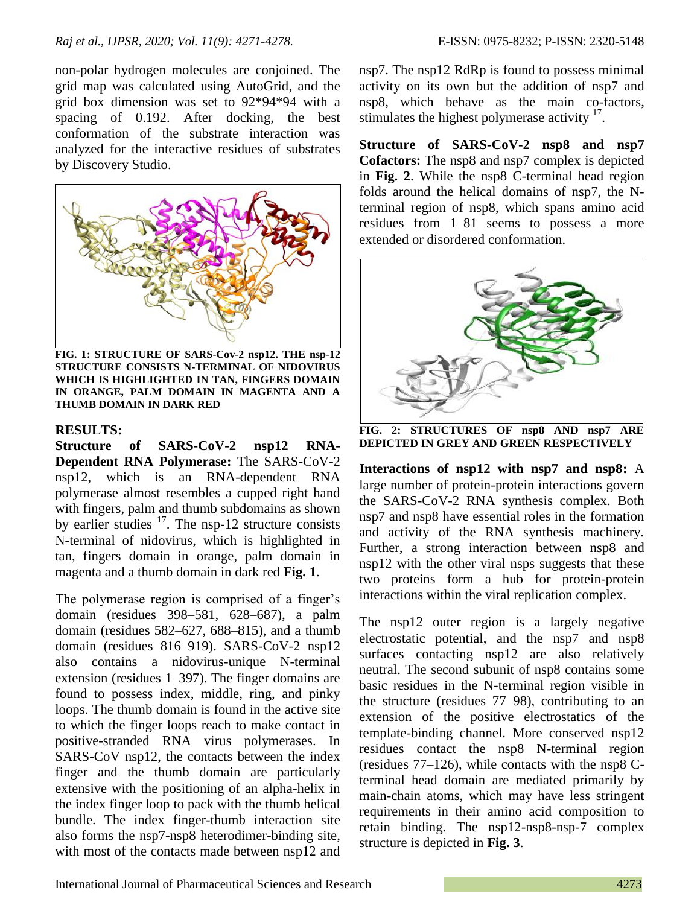non-polar hydrogen molecules are conjoined. The grid map was calculated using AutoGrid, and the grid box dimension was set to 92*94*94 with a spacing of 0.192. After docking, the best conformation of the substrate interaction was analyzed for the interactive residues of substrates by Discovery Studio.

**FIG. 1: STRUCTURE OF SARS-Cov-2 nsp12. THE nsp-12 STRUCTURE CONSISTS N-TERMINAL OF NIDOVIRUS WHICH IS HIGHLIGHTED IN TAN, FINGERS DOMAIN IN ORANGE, PALM DOMAIN IN MAGENTA AND A THUMB DOMAIN IN DARK RED**

## RESULTS:

**Structure of SARS-CoV-2 nsp12 RNA-Dependent RNA Polymerase:** The SARS-CoV-2 nsp12, which is an RNA-dependent RNA polymerase almost resembles a cupped right hand with fingers, palm and thumb subdomains as shown by earlier studies [17]. The nsp-12 structure consists N-terminal of nidovirus, which is highlighted in tan, fingers domain in orange, palm domain in magenta and a thumb domain in dark red **Fig. 1**.

The polymerase region is comprised of a finger's domain (residues 398–581, 628–687), a palm domain (residues 582–627, 688–815), and a thumb domain (residues 816–919). SARS-CoV-2 nsp12 also contains a nidovirus-unique N-terminal extension (residues 1–397). The finger domains are found to possess index, middle, ring, and pinky loops. The thumb domain is found in the active site to which the finger loops reach to make contact in positive-stranded RNA virus polymerases. In SARS-CoV nsp12, the contacts between the index finger and the thumb domain are particularly extensive with the positioning of an alpha-helix in the index finger loop to pack with the thumb helical bundle. The index finger-thumb interaction site also forms the nsp7-nsp8 heterodimer-binding site, with most of the contacts made between nsp12 and nsp7. The nsp12 RdRp is found to possess minimal activity on its own but the addition of nsp7 and nsp8, which behave as the main co-factors, stimulates the highest polymerase activity [17].

**Structure of SARS-CoV-2 nsp8 and nsp7 Cofactors:** The nsp8 and nsp7 complex is depicted in **Fig. 2**. While the nsp8 C-terminal head region folds around the helical domains of nsp7, the N-terminal region of nsp8, which spans amino acid residues from 1–81 seems to possess a more extended or disordered conformation.

**FIG. 2: STRUCTURES OF nsp8 AND nsp7 ARE DEPICTED IN GREY AND GREEN RESPECTIVELY**

**Interactions of nsp12 with nsp7 and nsp8:** A large number of protein-protein interactions govern the SARS-CoV-2 RNA synthesis complex. Both nsp7 and nsp8 have essential roles in the formation and activity of the RNA synthesis machinery. Further, a strong interaction between nsp8 and nsp12 with the other viral nsps suggests that these two proteins form a hub for protein-protein interactions within the viral replication complex.

The nsp12 outer region is a largely negative electrostatic potential, and the nsp7 and nsp8 surfaces contacting nsp12 are also relatively neutral. The second subunit of nsp8 contains some basic residues in the N-terminal region visible in the structure (residues 77–98), contributing to an extension of the positive electrostatics of the template-binding channel. More conserved nsp12 residues contact the nsp8 N-terminal region (residues 77–126), while contacts with the nsp8 C-terminal head domain are mediated primarily by main-chain atoms, which may have less stringent requirements in their amino acid composition to retain binding. The nsp12-nsp8-nsp-7 complex structure is depicted in **Fig. 3**.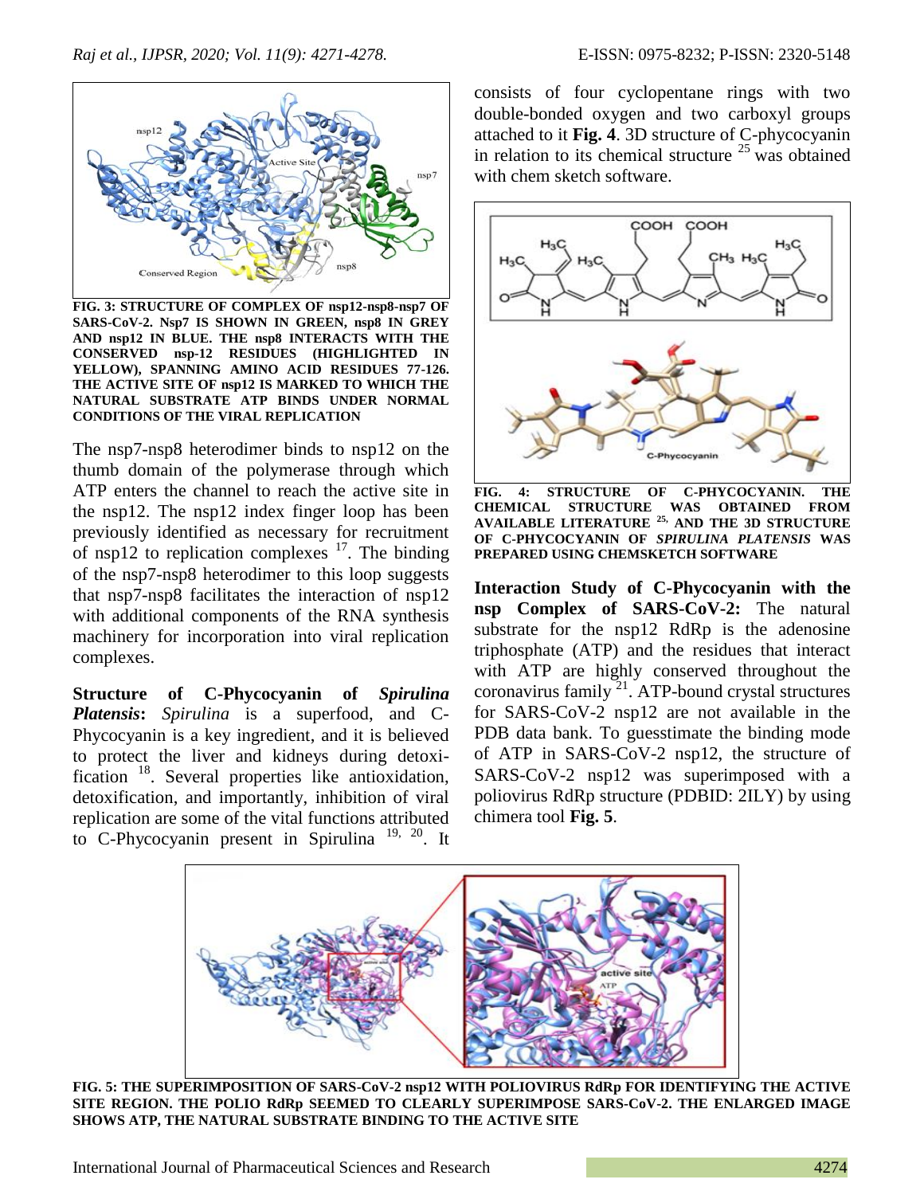FIG. 3: STRUCTURE OF COMPLEX OF nsp12-nsp8-nsp7 OF SARS-CoV-2. Nsp7 IS SHOWN IN GREEN, nsp8 IN GREY AND nsp12 IN BLUE. THE nsp8 INTERACTS WITH THE CONSERVED nsp-12 RESIDUES (HIGHLIGHTED IN YELLOW), SPANNING AMINO ACID RESIDUES 77-126. THE ACTIVE SITE OF nsp12 IS MARKED TO WHICH THE NATURAL SUBSTRATE ATP BINDS UNDER NORMAL CONDITIONS OF THE VIRAL REPLICATION

The nsp7-nsp8 heterodimer binds to nsp12 on the thumb domain of the polymerase through which ATP enters the channel to reach the active site in the nsp12. The nsp12 index finger loop has been previously identified as necessary for recruitment of nsp12 to replication complexes [17]. The binding of the nsp7-nsp8 heterodimer to this loop suggests that nsp7-nsp8 facilitates the interaction of nsp12 with additional components of the RNA synthesis machinery for incorporation into viral replication complexes.

**Structure of C-Phycocyanin of *Spirulina Platensis*:** *Spirulina* is a superfood, and C-Phycocyanin is a key ingredient, and it is believed to protect the liver and kidneys during detoxification [18]. Several properties like antioxidation, detoxification, and importantly, inhibition of viral replication are some of the vital functions attributed to C-Phycocyanin present in Spirulina [19, 20]. It consists of four cyclopentane rings with two double-bonded oxygen and two carboxyl groups attached to it **Fig. 4**. 3D structure of C-phycocyanin in relation to its chemical structure [25] was obtained with chem sketch software.

FIG. 4: STRUCTURE OF C-PHYCOCYANIN. THE CHEMICAL STRUCTURE WAS OBTAINED FROM AVAILABLE LITERATURE [25], AND THE 3D STRUCTURE OF C-PHYCOCYANIN OF *SPIRULINA PLATENSIS* WAS PREPARED USING CHEMSKETCH SOFTWARE

**Interaction Study of C-Phycocyanin with the nsp Complex of SARS-CoV-2:** The natural substrate for the nsp12 RdRp is the adenosine triphosphate (ATP) and the residues that interact with ATP are highly conserved throughout the coronavirus family [21]. ATP-bound crystal structures for SARS-CoV-2 nsp12 are not available in the PDB data bank. To guesstimate the binding mode of ATP in SARS-CoV-2 nsp12, the structure of SARS-CoV-2 nsp12 was superimposed with a poliovirus RdRp structure (PDBID: 2ILY) by using chimera tool **Fig. 5**.

FIG. 5: THE SUPERIMPOSITION OF SARS-CoV-2 nsp12 WITH POLIOVIRUS RdRp FOR IDENTIFYING THE ACTIVE SITE REGION. THE POLIO RdRp SEEMED TO CLEARLY SUPERIMPOSE SARS-CoV-2. THE ENLARGED IMAGE SHOWS ATP, THE NATURAL SUBSTRATE BINDING TO THE ACTIVE SITE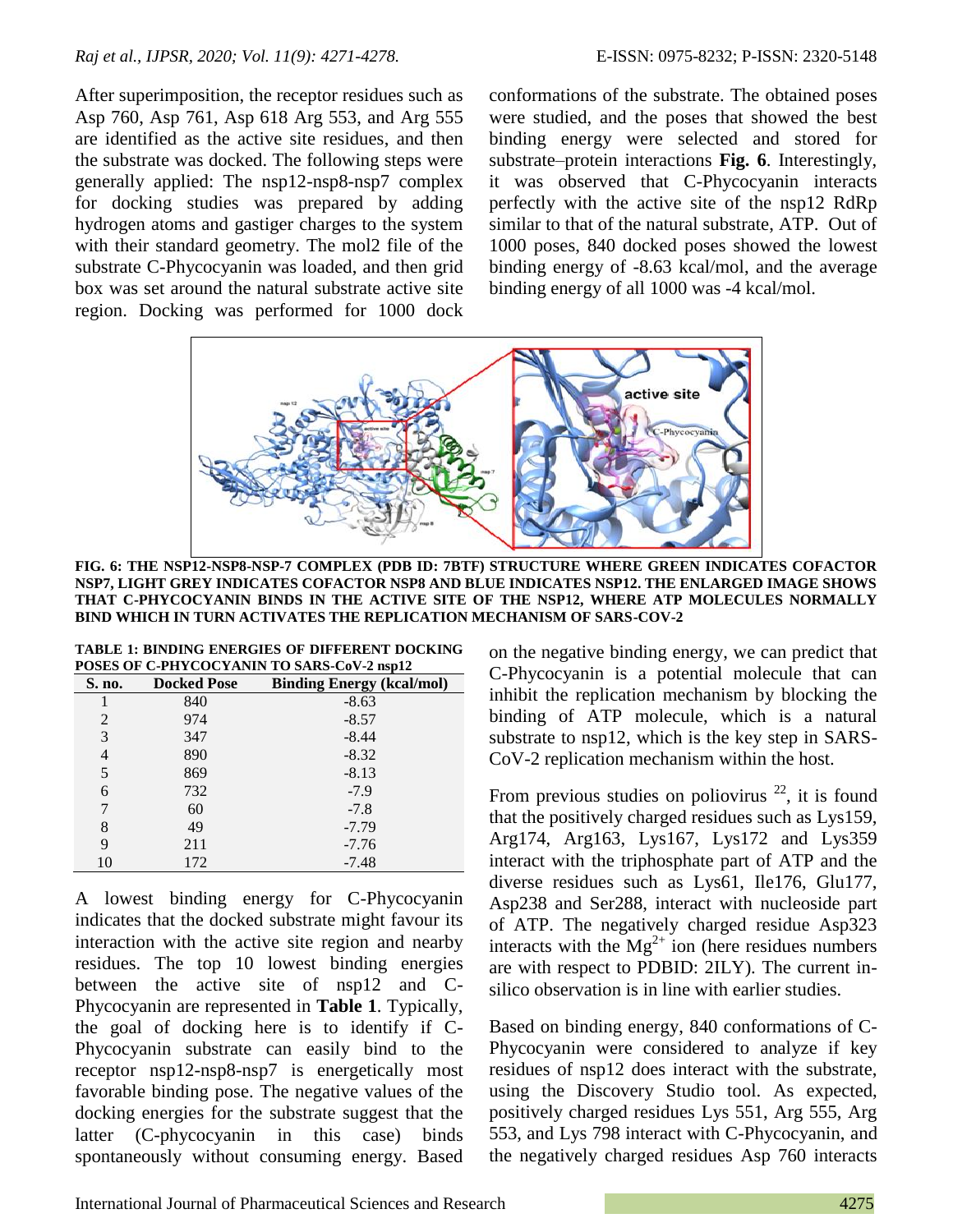After superimposition, the receptor residues such as Asp 760, Asp 761, Asp 618 Arg 553, and Arg 555 are identified as the active site residues, and then the substrate was docked. The following steps were generally applied: The nsp12-nsp8-nsp7 complex for docking studies was prepared by adding hydrogen atoms and gastiger charges to the system with their standard geometry. The mol2 file of the substrate C-Phycocyanin was loaded, and then grid box was set around the natural substrate active site region. Docking was performed for 1000 dock conformations of the substrate. The obtained poses were studied, and the poses that showed the best binding energy were selected and stored for substrate–protein interactions **Fig. 6**. Interestingly, it was observed that C-Phycocyanin interacts perfectly with the active site of the nsp12 RdRp similar to that of the natural substrate, ATP. Out of 1000 poses, 840 docked poses showed the lowest binding energy of -8.63 kcal/mol, and the average binding energy of all 1000 was -4 kcal/mol.

**FIG. 6: THE NSP12-NSP8-NSP-7 COMPLEX (PDB ID: 7BTF) STRUCTURE WHERE GREEN INDICATES COFACTOR NSP7, LIGHT GREY INDICATES COFACTOR NSP8 AND BLUE INDICATES NSP12. THE ENLARGED IMAGE SHOWS THAT C-PHYCOCYANIN BINDS IN THE ACTIVE SITE OF THE NSP12, WHERE ATP MOLECULES NORMALLY BIND WHICH IN TURN ACTIVATES THE REPLICATION MECHANISM OF SARS-COV-2**

**TABLE 1: BINDING ENERGIES OF DIFFERENT DOCKING POSES OF C-PHYCOCYANIN TO SARS-CoV-2 nsp12**

| S. no. | Docked Pose | Binding Energy (kcal/mol) |
|---|---|---|
| 1 | 840 | -8.63 |
| 2 | 974 | -8.57 |
| 3 | 347 | -8.44 |
| 4 | 890 | -8.32 |
| 5 | 869 | -8.13 |
| 6 | 732 | -7.9 |
| 7 | 60 | -7.8 |
| 8 | 49 | -7.79 |
| 9 | 211 | -7.76 |
| 10 | 172 | -7.48 |

A lowest binding energy for C-Phycocyanin indicates that the docked substrate might favour its interaction with the active site region and nearby residues. The top 10 lowest binding energies between the active site of nsp12 and C-Phycocyanin are represented in **Table 1**. Typically, the goal of docking here is to identify if C-Phycocyanin substrate can easily bind to the receptor nsp12-nsp8-nsp7 is energetically most favorable binding pose. The negative values of the docking energies for the substrate suggest that the latter (C-phycocyanin in this case) binds spontaneously without consuming energy. Based on the negative binding energy, we can predict that C-Phycocyanin is a potential molecule that can inhibit the replication mechanism by blocking the binding of ATP molecule, which is a natural substrate to nsp12, which is the key step in SARS-CoV-2 replication mechanism within the host.

From previous studies on poliovirus [22], it is found that the positively charged residues such as Lys159, Arg174, Arg163, Lys167, Lys172 and Lys359 interact with the triphosphate part of ATP and the diverse residues such as Lys61, Ile176, Glu177, Asp238 and Ser288, interact with nucleoside part of ATP. The negatively charged residue Asp323 interacts with the $Mg^{2+}$ ion (here residues numbers are with respect to PDBID: 2ILY). The current in-silico observation is in line with earlier studies.

Based on binding energy, 840 conformations of C-Phycocyanin were considered to analyze if key residues of nsp12 does interact with the substrate, using the Discovery Studio tool. As expected, positively charged residues Lys 551, Arg 555, Arg 553, and Lys 798 interact with C-Phycocyanin, and the negatively charged residues Asp 760 interacts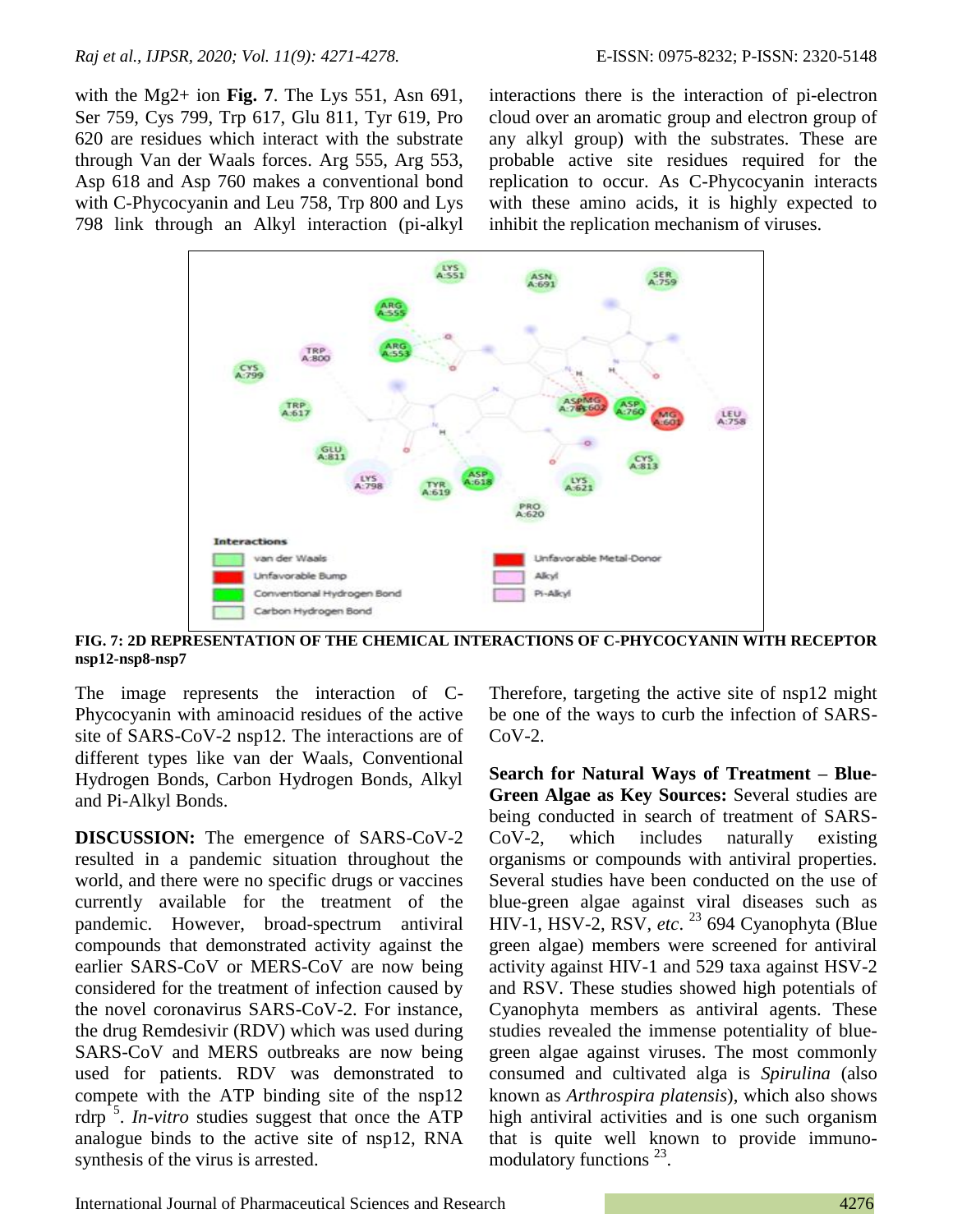with the Mg2+ ion **Fig. 7**. The Lys 551, Asn 691, Ser 759, Cys 799, Trp 617, Glu 811, Tyr 619, Pro 620 are residues which interact with the substrate through Van der Waals forces. Arg 555, Arg 553, Asp 618 and Asp 760 makes a conventional bond with C-Phycocyanin and Leu 758, Trp 800 and Lys 798 link through an Alkyl interaction (pi-alkyl interactions there is the interaction of pi-electron cloud over an aromatic group and electron group of any alkyl group) with the substrates. These are probable active site residues required for the replication to occur. As C-Phycocyanin interacts with these amino acids, it is highly expected to inhibit the replication mechanism of viruses.

**FIG. 7: 2D REPRESENTATION OF THE CHEMICAL INTERACTIONS OF C-PHYCOCYANIN WITH RECEPTOR nsp12-nsp8-nsp7**

The image represents the interaction of C-Phycocyanin with aminoacid residues of the active site of SARS-CoV-2 nsp12. The interactions are of different types like van der Waals, Conventional Hydrogen Bonds, Carbon Hydrogen Bonds, Alkyl and Pi-Alkyl Bonds.

**DISCUSSION:** The emergence of SARS-CoV-2 resulted in a pandemic situation throughout the world, and there were no specific drugs or vaccines currently available for the treatment of the pandemic. However, broad-spectrum antiviral compounds that demonstrated activity against the earlier SARS-CoV or MERS-CoV are now being considered for the treatment of infection caused by the novel coronavirus SARS-CoV-2. For instance, the drug Remdesivir (RDV) which was used during SARS-CoV and MERS outbreaks are now being used for patients. RDV was demonstrated to compete with the ATP binding site of the nsp12 rdrp [5]. *In-vitro* studies suggest that once the ATP analogue binds to the active site of nsp12, RNA synthesis of the virus is arrested. Therefore, targeting the active site of nsp12 might be one of the ways to curb the infection of SARS-CoV-2.

**Search for Natural Ways of Treatment – Blue-Green Algae as Key Sources:** Several studies are being conducted in search of treatment of SARS-CoV-2, which includes naturally existing organisms or compounds with antiviral properties. Several studies have been conducted on the use of blue-green algae against viral diseases such as HIV-1, HSV-2, RSV, *etc.* [23] 694 Cyanophyta (Blue green algae) members were screened for antiviral activity against HIV-1 and 529 taxa against HSV-2 and RSV. These studies showed high potentials of Cyanophyta members as antiviral agents. These studies revealed the immense potentiality of blue-green algae against viruses. The most commonly consumed and cultivated alga is *Spirulina* (also known as *Arthrospira platensis*), which also shows high antiviral activities and is one such organism that is quite well known to provide immuno-modulatory functions [23].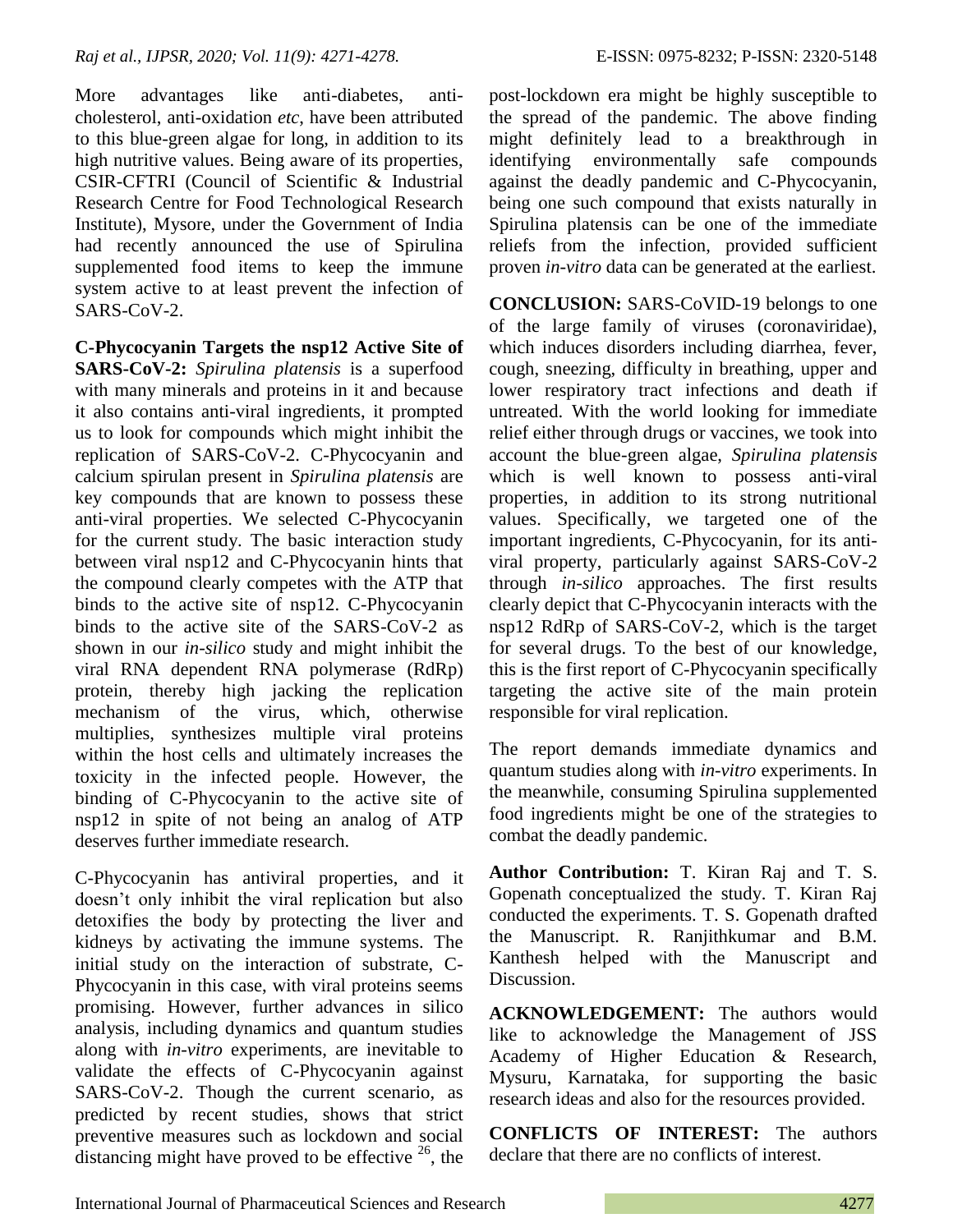More advantages like anti-diabetes, anti-cholesterol, anti-oxidation *etc*, have been attributed to this blue-green algae for long, in addition to its high nutritive values. Being aware of its properties, CSIR-CFTRI (Council of Scientific & Industrial Research Centre for Food Technological Research Institute), Mysore, under the Government of India had recently announced the use of Spirulina supplemented food items to keep the immune system active to at least prevent the infection of SARS-CoV-2.

**C-Phycocyanin Targets the nsp12 Active Site of SARS-CoV-2:** *Spirulina platensis* is a superfood with many minerals and proteins in it and because it also contains anti-viral ingredients, it prompted us to look for compounds which might inhibit the replication of SARS-CoV-2. C-Phycocyanin and calcium spirulan present in *Spirulina platensis* are key compounds that are known to possess these anti-viral properties. We selected C-Phycocyanin for the current study. The basic interaction study between viral nsp12 and C-Phycocyanin hints that the compound clearly competes with the ATP that binds to the active site of nsp12. C-Phycocyanin binds to the active site of the SARS-CoV-2 as shown in our *in-silico* study and might inhibit the viral RNA dependent RNA polymerase (RdRp) protein, thereby high jacking the replication mechanism of the virus, which, otherwise multiplies, synthesizes multiple viral proteins within the host cells and ultimately increases the toxicity in the infected people. However, the binding of C-Phycocyanin to the active site of nsp12 in spite of not being an analog of ATP deserves further immediate research.

C-Phycocyanin has antiviral properties, and it doesn't only inhibit the viral replication but also detoxifies the body by protecting the liver and kidneys by activating the immune systems. The initial study on the interaction of substrate, C-Phycocyanin in this case, with viral proteins seems promising. However, further advances in silico analysis, including dynamics and quantum studies along with *in-vitro* experiments, are inevitable to validate the effects of C-Phycocyanin against SARS-CoV-2. Though the current scenario, as predicted by recent studies, shows that strict preventive measures such as lockdown and social distancing might have proved to be effective [26], the post-lockdown era might be highly susceptible to the spread of the pandemic. The above finding might definitely lead to a breakthrough in identifying environmentally safe compounds against the deadly pandemic and C-Phycocyanin, being one such compound that exists naturally in Spirulina platensis can be one of the immediate reliefs from the infection, provided sufficient proven *in-vitro* data can be generated at the earliest.

**CONCLUSION:** SARS-CoVID-19 belongs to one of the large family of viruses (coronaviridae), which induces disorders including diarrhea, fever, cough, sneezing, difficulty in breathing, upper and lower respiratory tract infections and death if untreated. With the world looking for immediate relief either through drugs or vaccines, we took into account the blue-green algae, *Spirulina platensis* which is well known to possess anti-viral properties, in addition to its strong nutritional values. Specifically, we targeted one of the important ingredients, C-Phycocyanin, for its anti-viral property, particularly against SARS-CoV-2 through *in-silico* approaches. The first results clearly depict that C-Phycocyanin interacts with the nsp12 RdRp of SARS-CoV-2, which is the target for several drugs. To the best of our knowledge, this is the first report of C-Phycocyanin specifically targeting the active site of the main protein responsible for viral replication.

The report demands immediate dynamics and quantum studies along with *in-vitro* experiments. In the meanwhile, consuming Spirulina supplemented food ingredients might be one of the strategies to combat the deadly pandemic.

**Author Contribution:** T. Kiran Raj and T. S. Gopenath conceptualized the study. T. Kiran Raj conducted the experiments. T. S. Gopenath drafted the Manuscript. R. Ranjithkumar and B.M. Kanthesh helped with the Manuscript and Discussion.

**ACKNOWLEDGEMENT:** The authors would like to acknowledge the Management of JSS Academy of Higher Education & Research, Mysuru, Karnataka, for supporting the basic research ideas and also for the resources provided.

**CONFLICTS OF INTEREST:** The authors declare that there are no conflicts of interest.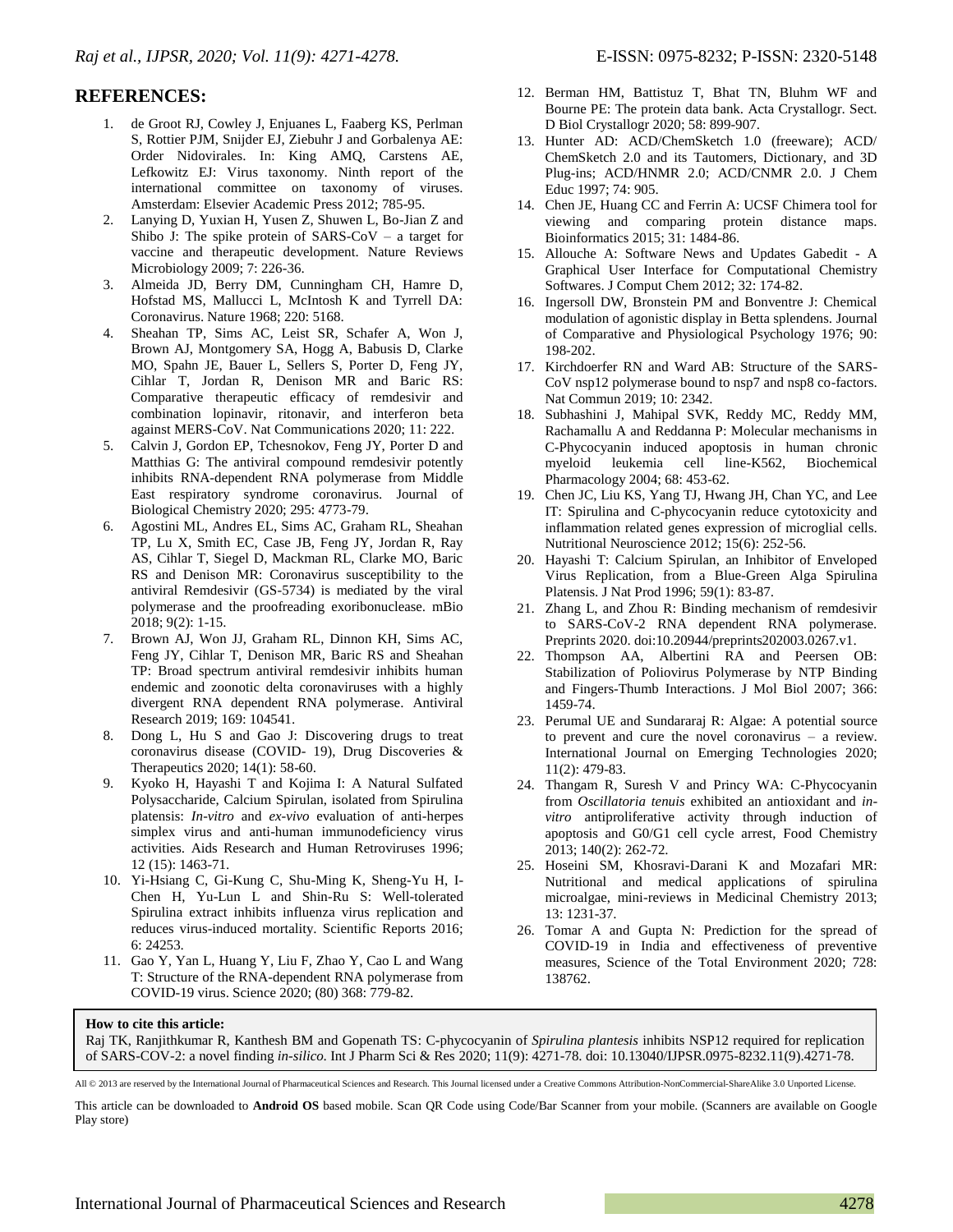## REFERENCES:

1. de Groot RJ, Cowley J, Enjuanes L, Faaberg KS, Perlman S, Rottier PJM, Snijder EJ, Ziebuhr J and Gorbalenya AE: Order Nidovirales. In: King AMQ, Carstens AE, Lefkowitz EJ: Virus taxonomy. Ninth report of the international committee on taxonomy of viruses. Amsterdam: Elsevier Academic Press 2012; 785-95.
2. Lanying D, Yuxian H, Yusen Z, Shuwen L, Bo-Jian Z and Shibo J: The spike protein of SARS-CoV – a target for vaccine and therapeutic development. Nature Reviews Microbiology 2009; 7: 226-36.
3. Almeida JD, Berry DM, Cunningham CH, Hamre D, Hofstad MS, Mallucci L, McIntosh K and Tyrrell DA: Coronavirus. Nature 1968; 220: 5168.
4. Sheahan TP, Sims AC, Leist SR, Schafer A, Won J, Brown AJ, Montgomery SA, Hogg A, Babusis D, Clarke MO, Spahn JE, Bauer L, Sellers S, Porter D, Feng JY, Cihlar T, Jordan R, Denison MR and Baric RS: Comparative therapeutic efficacy of remdesivir and combination lopinavir, ritonavir, and interferon beta against MERS-CoV. Nat Communications 2020; 11: 222.
5. Calvin J, Gordon EP, Tchesnokov, Feng JY, Porter D and Matthias G: The antiviral compound remdesivir potently inhibits RNA-dependent RNA polymerase from Middle East respiratory syndrome coronavirus. Journal of Biological Chemistry 2020; 295: 4773-79.
6. Agostini ML, Andres EL, Sims AC, Graham RL, Sheahan TP, Lu X, Smith EC, Case JB, Feng JY, Jordan R, Ray AS, Cihlar T, Siegel D, Mackman RL, Clarke MO, Baric RS and Denison MR: Coronavirus susceptibility to the antiviral Remdesivir (GS-5734) is mediated by the viral polymerase and the proofreading exoribonuclease. mBio 2018; 9(2): 1-15.
7. Brown AJ, Won JJ, Graham RL, Dinnon KH, Sims AC, Feng JY, Cihlar T, Denison MR, Baric RS and Sheahan TP: Broad spectrum antiviral remdesivir inhibits human endemic and zoonotic delta coronaviruses with a highly divergent RNA dependent RNA polymerase. Antiviral Research 2019; 169: 104541.
8. Dong L, Hu S and Gao J: Discovering drugs to treat coronavirus disease (COVID- 19), Drug Discoveries & Therapeutics 2020; 14(1): 58-60.
9. Kyoko H, Hayashi T and Kojima I: A Natural Sulfated Polysaccharide, Calcium Spirulan, isolated from Spirulina platensis: *In-vitro* and *ex-vivo* evaluation of anti-herpes simplex virus and anti-human immunodeficiency virus activities. Aids Research and Human Retroviruses 1996; 12 (15): 1463-71.
10. Yi-Hsiang C, Gi-Kung C, Shu-Ming K, Sheng-Yu H, I-Chen H, Yi-Lun L and Shin-Ru S: Well-tolerated Spirulina extract inhibits influenza virus replication and reduces virus-induced mortality. Scientific Reports 2016; 6: 24253.
11. Gao Y, Yan L, Huang Y, Liu F, Zhao Y, Cao L and Wang T: Structure of the RNA-dependent RNA polymerase from COVID-19 virus. Science 2020; (80) 368: 779-82.
12. Berman HM, Battistuz T, Bhat TN, Bluhm WF and Bourne PE: The protein data bank. Acta Crystallogr. Sect. D Biol Crystallogr 2020; 58: 899-907.
13. Hunter AD: ACD/ChemSketch 1.0 (freeware); ACD/ ChemSketch 2.0 and its Tautomers, Dictionary, and 3D Plug-ins; ACD/HNMR 2.0; ACD/CNMR 2.0. J Chem Educ 1997; 74: 905.
14. Chen JE, Huang CC and Ferrin A: UCSF Chimera tool for viewing and comparing protein distance maps. Bioinformatics 2015; 31: 1484-86.
15. Allouche A: Software News and Updates Gabedit - A Graphical User Interface for Computational Chemistry Softwares. J Comput Chem 2012; 32: 174-82.
16. Ingersoll DW, Bronstein PM and Bonventre J: Chemical modulation of agonistic display in Betta splendens. Journal of Comparative and Physiological Psychology 1976; 90: 198-202.
17. Kirchdoerfer RN and Ward AB: Structure of the SARS-CoV nsp12 polymerase bound to nsp7 and nsp8 co-factors. Nat Commun 2019; 10: 2342.
18. Subhashini J, Mahipal SVK, Reddy MC, Reddy MM, Rachamallu A and Reddanna P: Molecular mechanisms in C-Phycocyanin induced apoptosis in human chronic myeloid leukemia cell line-K562, Biochemical Pharmacology 2004; 68: 453-62.
19. Chen JC, Liu KS, Yang TJ, Hwang JH, Chan YC, and Lee IT: Spirulina and C-phycocyanin reduce cytotoxicity and inflammation related genes expression of microglial cells. Nutritional Neuroscience 2012; 15(6): 252-56.
20. Hayashi T: Calcium Spirulan, an Inhibitor of Enveloped Virus Replication, from a Blue-Green Alga Spirulina Platensis. J Nat Prod 1996; 59(1): 83-87.
21. Zhang L, and Zhou R: Binding mechanism of remdesivir to SARS-CoV-2 RNA dependent RNA polymerase. Preprints 2020. doi:10.20944/preprints202003.0267.v1.
22. Thompson AA, Albertini RA and Peersen OB: Stabilization of Poliovirus Polymerase by NTP Binding and Fingers-Thumb Interactions. J Mol Biol 2007; 366: 1459-74.
23. Perumal UE and Sundararaj R: Algae: A potential source to prevent and cure the novel coronavirus – a review. International Journal on Emerging Technologies 2020; 11(2): 479-83.
24. Thangam R, Suresh V and Princy WA: C-Phycocyanin from *Oscillatoria tenuis* exhibited an antioxidant and *in-vitro* antiproliferative activity through induction of apoptosis and G0/G1 cell cycle arrest, Food Chemistry 2013; 140(2): 262-72.
25. Hoseini SM, Khosravi-Darani K and Mozafari MR: Nutritional and medical applications of spirulina microalgae, mini-reviews in Medicinal Chemistry 2013; 13: 1231-37.
26. Tomar A and Gupta N: Prediction for the spread of COVID-19 in India and effectiveness of preventive measures, Science of the Total Environment 2020; 728: 138762.

**How to cite this article:**

Raj TK, Ranjithkumar R, Kanthesh BM and Gopenath TS: C-phycocyanin of *Spirulina plantesis* inhibits NSP12 required for replication of SARS-COV-2: a novel finding *in-silico*. Int J Pharm Sci & Res 2020; 11(9): 4271-78. doi: 10.13040/IJPSR.0975-8232.11(9).4271-78.

All © 2013 are reserved by the International Journal of Pharmaceutical Sciences and Research. This Journal licensed under a Creative Commons Attribution-NonCommercial-ShareAlike 3.0 Unported License.

This article can be downloaded to **Android OS** based mobile. Scan QR Code using Code/Bar Scanner from your mobile. (Scanners are available on Google Play store)